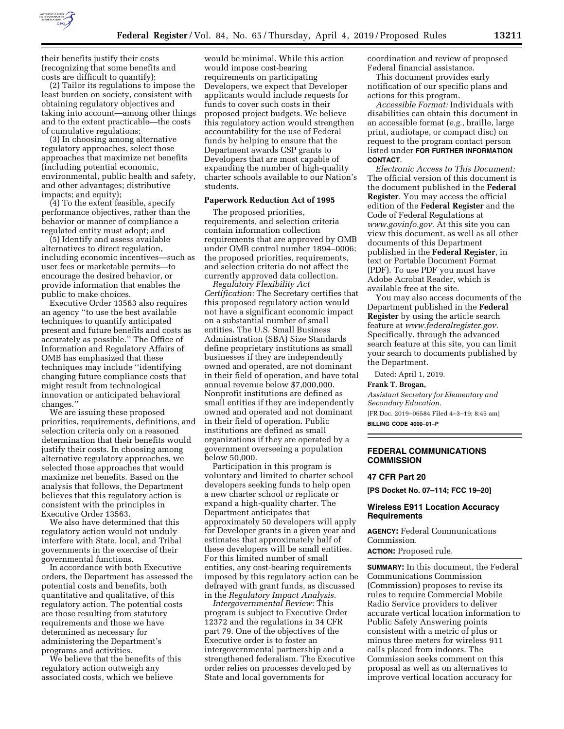their benefits justify their costs (recognizing that some benefits and costs are difficult to quantify);

(2) Tailor its regulations to impose the least burden on society, consistent with obtaining regulatory objectives and taking into account—among other things and to the extent practicable—the costs of cumulative regulations;

(3) In choosing among alternative regulatory approaches, select those approaches that maximize net benefits (including potential economic, environmental, public health and safety, and other advantages; distributive impacts; and equity);

(4) To the extent feasible, specify performance objectives, rather than the behavior or manner of compliance a regulated entity must adopt; and

(5) Identify and assess available alternatives to direct regulation, including economic incentives—such as user fees or marketable permits—to encourage the desired behavior, or provide information that enables the public to make choices.

Executive Order 13563 also requires an agency "to use the best available techniques to quantify anticipated present and future benefits and costs as accurately as possible." The Office of Information and Regulatory Affairs of OMB has emphasized that these techniques may include "identifying changing future compliance costs that might result from technological innovation or anticipated behavioral changes."

We are issuing these proposed priorities, requirements, definitions, and selection criteria only on a reasoned determination that their benefits would justify their costs. In choosing among alternative regulatory approaches, we selected those approaches that would maximize net benefits. Based on the analysis that follows, the Department believes that this regulatory action is consistent with the principles in Executive Order 13563.

We also have determined that this regulatory action would not unduly interfere with State, local, and Tribal governments in the exercise of their governmental functions.

In accordance with both Executive orders, the Department has assessed the potential costs and benefits, both quantitative and qualitative, of this regulatory action. The potential costs are those resulting from statutory requirements and those we have determined as necessary for administering the Department's programs and activities.

We believe that the benefits of this regulatory action outweigh any associated costs, which we believe would be minimal. While this action would impose cost-bearing requirements on participating Developers, we expect that Developer applicants would include requests for funds to cover such costs in their proposed project budgets. We believe this regulatory action would strengthen accountability for the use of Federal funds by helping to ensure that the Department awards CSP grants to Developers that are most capable of expanding the number of high-quality charter schools available to our Nation's students.

**Paperwork Reduction Act of 1995**

The proposed priorities, requirements, and selection criteria contain information collection requirements that are approved by OMB under OMB control number 1894–0006; the proposed priorities, requirements, and selection criteria do not affect the currently approved data collection.

*Regulatory Flexibility Act Certification:* The Secretary certifies that this proposed regulatory action would not have a significant economic impact on a substantial number of small entities. The U.S. Small Business Administration (SBA) Size Standards define proprietary institutions as small businesses if they are independently owned and operated, are not dominant in their field of operation, and have total annual revenue below $7,000,000. Nonprofit institutions are defined as small entities if they are independently owned and operated and not dominant in their field of operation. Public institutions are defined as small organizations if they are operated by a government overseeing a population below 50,000.

Participation in this program is voluntary and limited to charter school developers seeking funds to help open a new charter school or replicate or expand a high-quality charter. The Department anticipates that approximately 50 developers will apply for Developer grants in a given year and estimates that approximately half of these developers will be small entities. For this limited number of small entities, any cost-bearing requirements imposed by this regulatory action can be defrayed with grant funds, as discussed in the *Regulatory Impact Analysis.*

*Intergovernmental Review:* This program is subject to Executive Order 12372 and the regulations in 34 CFR part 79. One of the objectives of the Executive order is to foster an intergovernmental partnership and a strengthened federalism. The Executive order relies on processes developed by State and local governments for coordination and review of proposed Federal financial assistance.

This document provides early notification of our specific plans and actions for this program.

*Accessible Format:* Individuals with disabilities can obtain this document in an accessible format (*e.g.,* braille, large print, audiotape, or compact disc) on request to the program contact person listed under **FOR FURTHER INFORMATION CONTACT**.

*Electronic Access to This Document:* The official version of this document is the document published in the **Federal Register**. You may access the official edition of the **Federal Register** and the Code of Federal Regulations at *www.govinfo.gov.* At this site you can view this document, as well as all other documents of this Department published in the **Federal Register**, in text or Portable Document Format (PDF). To use PDF you must have Adobe Acrobat Reader, which is available free at the site.

You may also access documents of the Department published in the **Federal Register** by using the article search feature at *www.federalregister.gov.* Specifically, through the advanced search feature at this site, you can limit your search to documents published by the Department.

Dated: April 1, 2019.

**Frank T. Brogan,**

*Assistant Secretary for Elementary and Secondary Education.*

[FR Doc. 2019–06584 Filed 4–3–19; 8:45 am]

**BILLING CODE 4000–01–P**

## FEDERAL COMMUNICATIONS COMMISSION

### 47 CFR Part 20

**[PS Docket No. 07–114; FCC 19–20]**

### Wireless E911 Location Accuracy Requirements

**AGENCY:** Federal Communications Commission.

**ACTION:** Proposed rule.

**SUMMARY:** In this document, the Federal Communications Commission (Commission) proposes to revise its rules to require Commercial Mobile Radio Service providers to deliver accurate vertical location information to Public Safety Answering points consistent with a metric of plus or minus three meters for wireless 911 calls placed from indoors. The Commission seeks comment on this proposal as well as on alternatives to improve vertical location accuracy for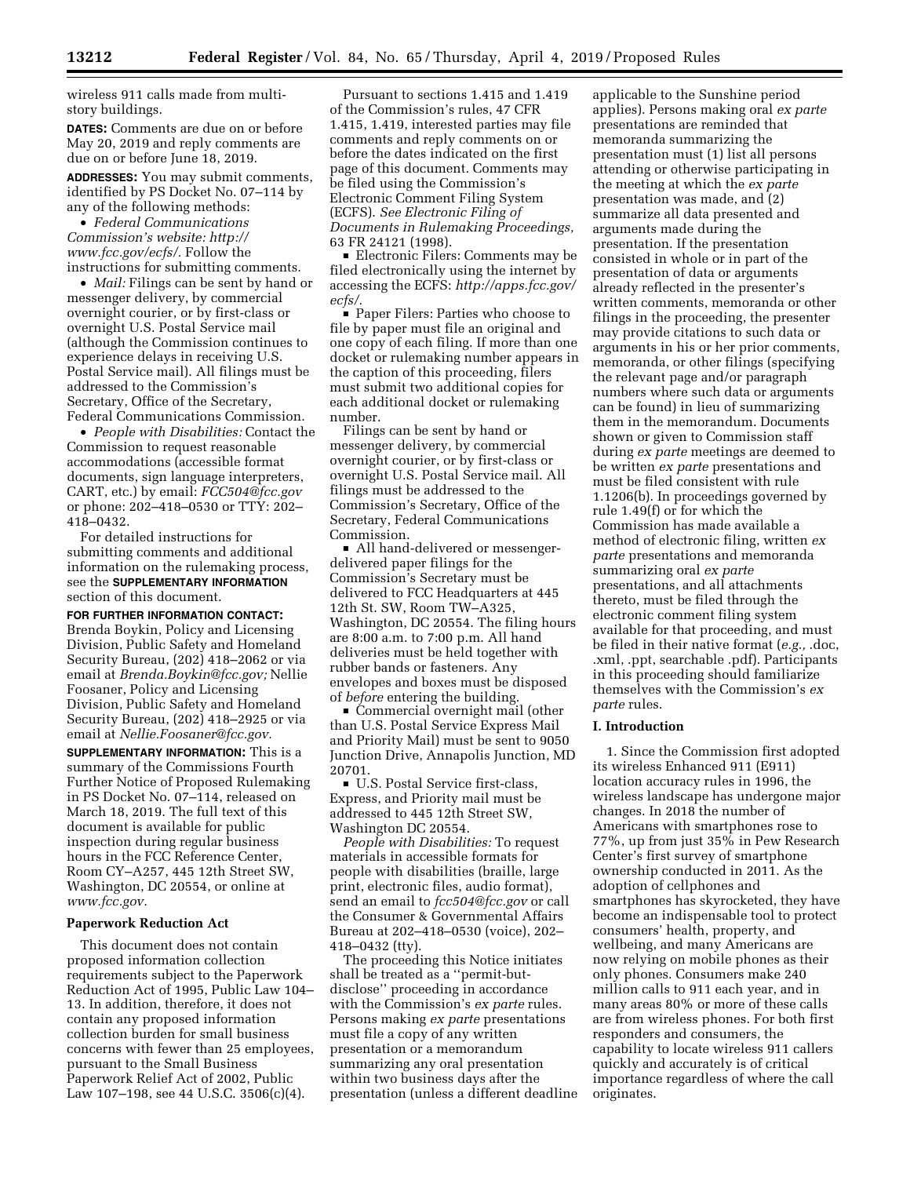wireless 911 calls made from multi-story buildings.

**DATES:** Comments are due on or before May 20, 2019 and reply comments are due on or before June 18, 2019.

**ADDRESSES:** You may submit comments, identified by PS Docket No. 07–114 by any of the following methods:

- *Federal Communications Commission's website: http://www.fcc.gov/ecfs/.* Follow the instructions for submitting comments.
- *Mail:* Filings can be sent by hand or messenger delivery, by commercial overnight courier, or by first-class or overnight U.S. Postal Service mail (although the Commission continues to experience delays in receiving U.S. Postal Service mail). All filings must be addressed to the Commission's Secretary, Office of the Secretary, Federal Communications Commission.
- *People with Disabilities:* Contact the Commission to request reasonable accommodations (accessible format documents, sign language interpreters, CART, etc.) by email: *FCC504@fcc.gov* or phone: 202–418–0530 or TTY: 202–418–0432.

For detailed instructions for submitting comments and additional information on the rulemaking process, see the **SUPPLEMENTARY INFORMATION** section of this document.

**FOR FURTHER INFORMATION CONTACT:** Brenda Boykin, Policy and Licensing Division, Public Safety and Homeland Security Bureau, (202) 418–2062 or via email at *Brenda.Boykin@fcc.gov;* Nellie Foosaner, Policy and Licensing Division, Public Safety and Homeland Security Bureau, (202) 418–2925 or via email at *Nellie.Foosaner@fcc.gov.*

**SUPPLEMENTARY INFORMATION:** This is a summary of the Commissions Fourth Further Notice of Proposed Rulemaking in PS Docket No. 07–114, released on March 18, 2019. The full text of this document is available for public inspection during regular business hours in the FCC Reference Center, Room CY–A257, 445 12th Street SW, Washington, DC 20554, or online at *www.fcc.gov.*

## Paperwork Reduction Act

This document does not contain proposed information collection requirements subject to the Paperwork Reduction Act of 1995, Public Law 104–13. In addition, therefore, it does not contain any proposed information collection burden for small business concerns with fewer than 25 employees, pursuant to the Small Business Paperwork Relief Act of 2002, Public Law 107–198, see 44 U.S.C. 3506(c)(4).

Pursuant to sections 1.415 and 1.419 of the Commission's rules, 47 CFR 1.415, 1.419, interested parties may file comments and reply comments on or before the dates indicated on the first page of this document. Comments may be filed using the Commission's Electronic Comment Filing System (ECFS). *See Electronic Filing of Documents in Rulemaking Proceedings,* 63 FR 24121 (1998).

- Electronic Filers: Comments may be filed electronically using the internet by accessing the ECFS: *http://apps.fcc.gov/ecfs/.*
- Paper Filers: Parties who choose to file by paper must file an original and one copy of each filing. If more than one docket or rulemaking number appears in the caption of this proceeding, filers must submit two additional copies for each additional docket or rulemaking number.

Filings can be sent by hand or messenger delivery, by commercial overnight courier, or by first-class or overnight U.S. Postal Service mail. All filings must be addressed to the Commission's Secretary, Office of the Secretary, Federal Communications Commission.

- All hand-delivered or messenger-delivered paper filings for the Commission's Secretary must be delivered to FCC Headquarters at 445 12th St. SW, Room TW–A325, Washington, DC 20554. The filing hours are 8:00 a.m. to 7:00 p.m. All hand deliveries must be held together with rubber bands or fasteners. Any envelopes and boxes must be disposed of *before* entering the building.
- Commercial overnight mail (other than U.S. Postal Service Express Mail and Priority Mail) must be sent to 9050 Junction Drive, Annapolis Junction, MD 20701.
- U.S. Postal Service first-class, Express, and Priority mail must be addressed to 445 12th Street SW, Washington DC 20554.

*People with Disabilities:* To request materials in accessible formats for people with disabilities (braille, large print, electronic files, audio format), send an email to *fcc504@fcc.gov* or call the Consumer & Governmental Affairs Bureau at 202–418–0530 (voice), 202–418–0432 (tty).

The proceeding this Notice initiates shall be treated as a ''permit-but-disclose'' proceeding in accordance with the Commission's *ex parte* rules. Persons making *ex parte* presentations must file a copy of any written presentation or a memorandum summarizing any oral presentation within two business days after the presentation (unless a different deadline applicable to the Sunshine period applies). Persons making oral *ex parte* presentations are reminded that memoranda summarizing the presentation must (1) list all persons attending or otherwise participating in the meeting at which the *ex parte* presentation was made, and (2) summarize all data presented and arguments made during the presentation. If the presentation consisted in whole or in part of the presentation of data or arguments already reflected in the presenter's written comments, memoranda or other filings in the proceeding, the presenter may provide citations to such data or arguments in his or her prior comments, memoranda, or other filings (specifying the relevant page and/or paragraph numbers where such data or arguments can be found) in lieu of summarizing them in the memorandum. Documents shown or given to Commission staff during *ex parte* meetings are deemed to be written *ex parte* presentations and must be filed consistent with rule 1.1206(b). In proceedings governed by rule 1.49(f) or for which the Commission has made available a method of electronic filing, written *ex parte* presentations and memoranda summarizing oral *ex parte* presentations, and all attachments thereto, must be filed through the electronic comment filing system available for that proceeding, and must be filed in their native format (*e.g.,* .doc, .xml, .ppt, searchable .pdf). Participants in this proceeding should familiarize themselves with the Commission's *ex parte* rules.

## I. Introduction

1. Since the Commission first adopted its wireless Enhanced 911 (E911) location accuracy rules in 1996, the wireless landscape has undergone major changes. In 2018 the number of Americans with smartphones rose to 77%, up from just 35% in Pew Research Center's first survey of smartphone ownership conducted in 2011. As the adoption of cellphones and smartphones has skyrocketed, they have become an indispensable tool to protect consumers' health, property, and wellbeing, and many Americans are now relying on mobile phones as their only phones. Consumers make 240 million calls to 911 each year, and in many areas 80% or more of these calls are from wireless phones. For both first responders and consumers, the capability to locate wireless 911 callers quickly and accurately is of critical importance regardless of where the call originates.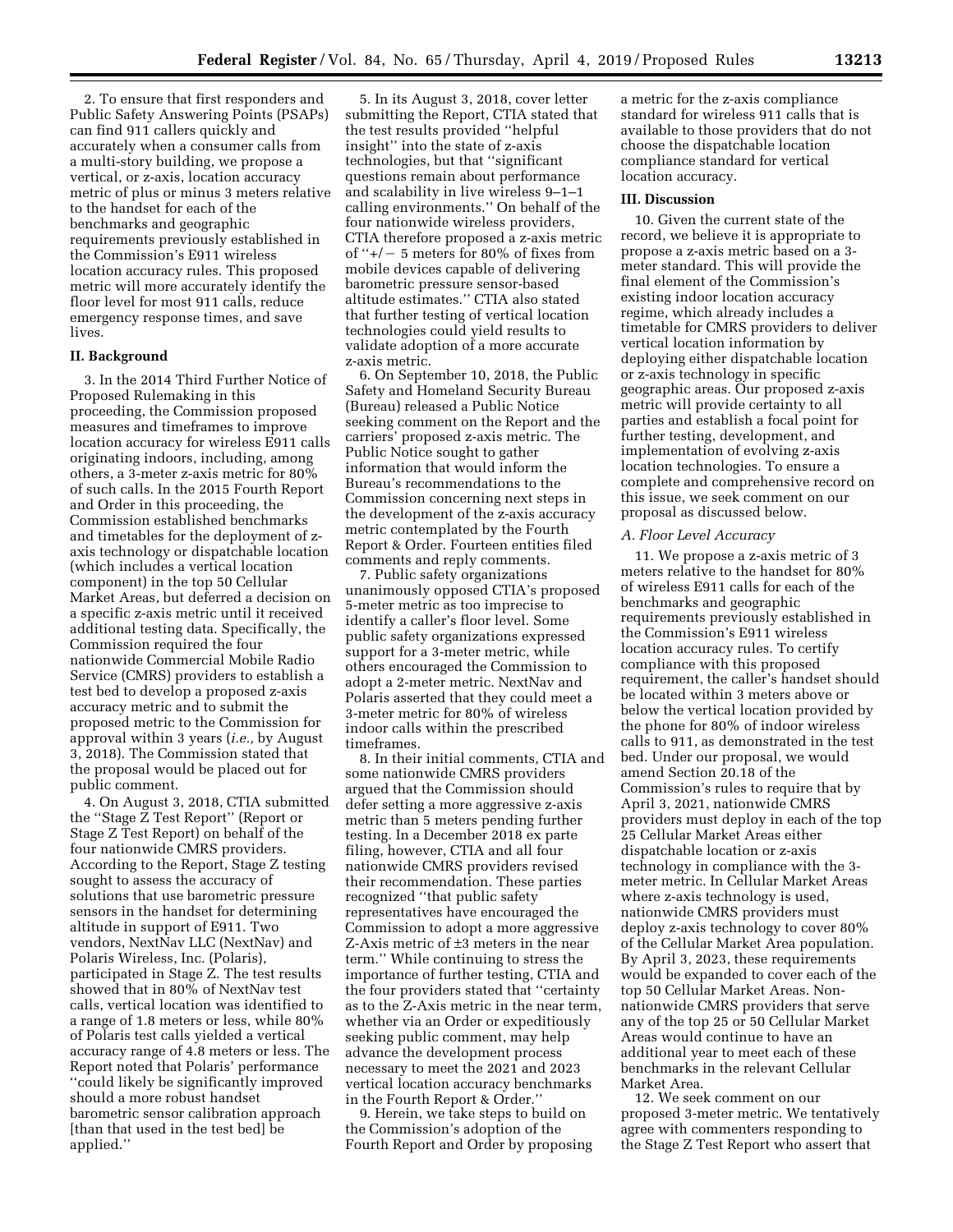2. To ensure that first responders and Public Safety Answering Points (PSAPs) can find 911 callers quickly and accurately when a consumer calls from a multi-story building, we propose a vertical, or z-axis, location accuracy metric of plus or minus 3 meters relative to the handset for each of the benchmarks and geographic requirements previously established in the Commission's E911 wireless location accuracy rules. This proposed metric will more accurately identify the floor level for most 911 calls, reduce emergency response times, and save lives.

## II. Background

3. In the 2014 Third Further Notice of Proposed Rulemaking in this proceeding, the Commission proposed measures and timeframes to improve location accuracy for wireless E911 calls originating indoors, including, among others, a 3-meter z-axis metric for 80% of such calls. In the 2015 Fourth Report and Order in this proceeding, the Commission established benchmarks and timetables for the deployment of z-axis technology or dispatchable location (which includes a vertical location component) in the top 50 Cellular Market Areas, but deferred a decision on a specific z-axis metric until it received additional testing data. Specifically, the Commission required the four nationwide Commercial Mobile Radio Service (CMRS) providers to establish a test bed to develop a proposed z-axis accuracy metric and to submit the proposed metric to the Commission for approval within 3 years (*i.e.,* by August 3, 2018). The Commission stated that the proposal would be placed out for public comment.

4. On August 3, 2018, CTIA submitted the ''Stage Z Test Report'' (Report or Stage Z Test Report) on behalf of the four nationwide CMRS providers. According to the Report, Stage Z testing sought to assess the accuracy of solutions that use barometric pressure sensors in the handset for determining altitude in support of E911. Two vendors, NextNav LLC (NextNav) and Polaris Wireless, Inc. (Polaris), participated in Stage Z. The test results showed that in 80% of NextNav test calls, vertical location was identified to a range of 1.8 meters or less, while 80% of Polaris test calls yielded a vertical accuracy range of 4.8 meters or less. The Report noted that Polaris' performance ''could likely be significantly improved should a more robust handset barometric sensor calibration approach [than that used in the test bed] be applied.''

5. In its August 3, 2018, cover letter submitting the Report, CTIA stated that the test results provided ''helpful insight'' into the state of z-axis technologies, but that ''significant questions remain about performance and scalability in live wireless 9–1–1 calling environments.'' On behalf of the four nationwide wireless providers, CTIA therefore proposed a z-axis metric of ''+/− 5 meters for 80% of fixes from mobile devices capable of delivering barometric pressure sensor-based altitude estimates.'' CTIA also stated that further testing of vertical location technologies could yield results to validate adoption of a more accurate z-axis metric.

6. On September 10, 2018, the Public Safety and Homeland Security Bureau (Bureau) released a Public Notice seeking comment on the Report and the carriers' proposed z-axis metric. The Public Notice sought to gather information that would inform the Bureau's recommendations to the Commission concerning next steps in the development of the z-axis accuracy metric contemplated by the Fourth Report & Order. Fourteen entities filed comments and reply comments.

7. Public safety organizations unanimously opposed CTIA's proposed 5-meter metric as too imprecise to identify a caller's floor level. Some public safety organizations expressed support for a 3-meter metric, while others encouraged the Commission to adopt a 2-meter metric. NextNav and Polaris asserted that they could meet a 3-meter metric for 80% of wireless indoor calls within the prescribed timeframes.

8. In their initial comments, CTIA and some nationwide CMRS providers argued that the Commission should defer setting a more aggressive z-axis metric than 5 meters pending further testing. In a December 2018 ex parte filing, however, CTIA and all four nationwide CMRS providers revised their recommendation. These parties recognized ''that public safety representatives have encouraged the Commission to adopt a more aggressive Z-Axis metric of ±3 meters in the near term.'' While continuing to stress the importance of further testing, CTIA and the four providers stated that ''certainty as to the Z-Axis metric in the near term, whether via an Order or expeditiously seeking public comment, may help advance the development process necessary to meet the 2021 and 2023 vertical location accuracy benchmarks in the Fourth Report & Order.''

9. Herein, we take steps to build on the Commission's adoption of the Fourth Report and Order by proposing a metric for the z-axis compliance standard for wireless 911 calls that is available to those providers that do not choose the dispatchable location compliance standard for vertical location accuracy.

## III. Discussion

10. Given the current state of the record, we believe it is appropriate to propose a z-axis metric based on a 3-meter standard. This will provide the final element of the Commission's existing indoor location accuracy regime, which already includes a timetable for CMRS providers to deliver vertical location information by deploying either dispatchable location or z-axis technology in specific geographic areas. Our proposed z-axis metric will provide certainty to all parties and establish a focal point for further testing, development, and implementation of evolving z-axis location technologies. To ensure a complete and comprehensive record on this issue, we seek comment on our proposal as discussed below.

### *A. Floor Level Accuracy*

11. We propose a z-axis metric of 3 meters relative to the handset for 80% of wireless E911 calls for each of the benchmarks and geographic requirements previously established in the Commission's E911 wireless location accuracy rules. To certify compliance with this proposed requirement, the caller's handset should be located within 3 meters above or below the vertical location provided by the phone for 80% of indoor wireless calls to 911, as demonstrated in the test bed. Under our proposal, we would amend Section 20.18 of the Commission's rules to require that by April 3, 2021, nationwide CMRS providers must deploy in each of the top 25 Cellular Market Areas either dispatchable location or z-axis technology in compliance with the 3-meter metric. In Cellular Market Areas where z-axis technology is used, nationwide CMRS providers must deploy z-axis technology to cover 80% of the Cellular Market Area population. By April 3, 2023, these requirements would be expanded to cover each of the top 50 Cellular Market Areas. Non-nationwide CMRS providers that serve any of the top 25 or 50 Cellular Market Areas would continue to have an additional year to meet each of these benchmarks in the relevant Cellular Market Area.

12. We seek comment on our proposed 3-meter metric. We tentatively agree with commenters responding to the Stage Z Test Report who assert that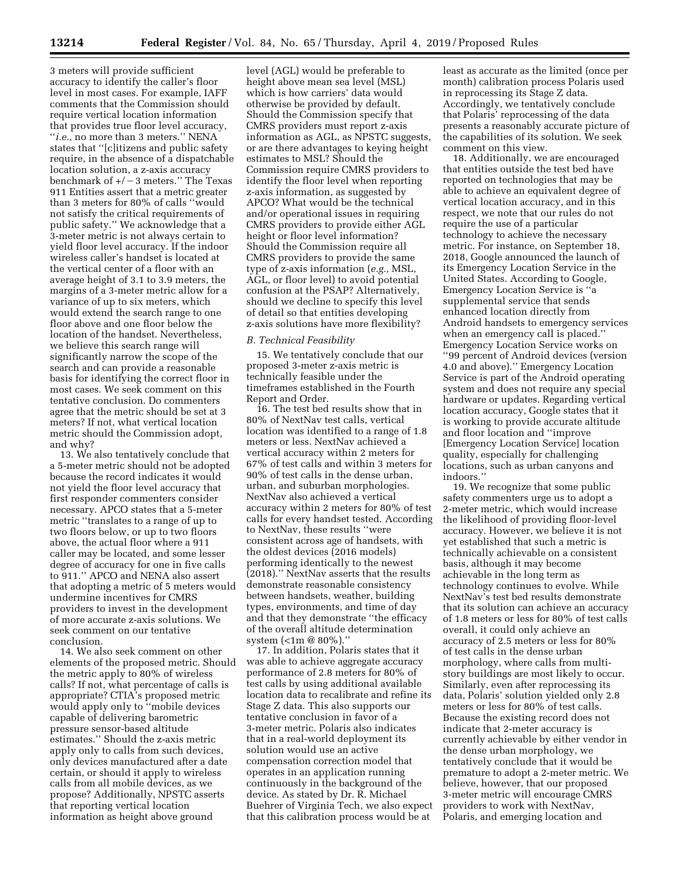3 meters will provide sufficient accuracy to identify the caller's floor level in most cases. For example, IAFF comments that the Commission should require vertical location information that provides true floor level accuracy, ''*i.e.,* no more than 3 meters.'' NENA states that ''[c]itizens and public safety require, in the absence of a dispatchable location solution, a z-axis accuracy benchmark of +/−3 meters.'' The Texas 911 Entities assert that a metric greater than 3 meters for 80% of calls ''would not satisfy the critical requirements of public safety.'' We acknowledge that a 3-meter metric is not always certain to yield floor level accuracy. If the indoor wireless caller's handset is located at the vertical center of a floor with an average height of 3.1 to 3.9 meters, the margins of a 3-meter metric allow for a variance of up to six meters, which would extend the search range to one floor above and one floor below the location of the handset. Nevertheless, we believe this search range will significantly narrow the scope of the search and can provide a reasonable basis for identifying the correct floor in most cases. We seek comment on this tentative conclusion. Do commenters agree that the metric should be set at 3 meters? If not, what vertical location metric should the Commission adopt, and why?

13. We also tentatively conclude that a 5-meter metric should not be adopted because the record indicates it would not yield the floor level accuracy that first responder commenters consider necessary. APCO states that a 5-meter metric ''translates to a range of up to two floors below, or up to two floors above, the actual floor where a 911 caller may be located, and some lesser degree of accuracy for one in five calls to 911.'' APCO and NENA also assert that adopting a metric of 5 meters would undermine incentives for CMRS providers to invest in the development of more accurate z-axis solutions. We seek comment on our tentative conclusion.

14. We also seek comment on other elements of the proposed metric. Should the metric apply to 80% of wireless calls? If not, what percentage of calls is appropriate? CTIA's proposed metric would apply only to ''mobile devices capable of delivering barometric pressure sensor-based altitude estimates.'' Should the z-axis metric apply only to calls from such devices, only devices manufactured after a date certain, or should it apply to wireless calls from all mobile devices, as we propose? Additionally, NPSTC asserts that reporting vertical location information as height above ground level (AGL) would be preferable to height above mean sea level (MSL) which is how carriers' data would otherwise be provided by default. Should the Commission specify that CMRS providers must report z-axis information as AGL, as NPSTC suggests, or are there advantages to keying height estimates to MSL? Should the Commission require CMRS providers to identify the floor level when reporting z-axis information, as suggested by APCO? What would be the technical and/or operational issues in requiring CMRS providers to provide either AGL height or floor level information? Should the Commission require all CMRS providers to provide the same type of z-axis information (*e.g.,* MSL, AGL, or floor level) to avoid potential confusion at the PSAP? Alternatively, should we decline to specify this level of detail so that entities developing z-axis solutions have more flexibility?

### B. Technical Feasibility

15. We tentatively conclude that our proposed 3-meter z-axis metric is technically feasible under the timeframes established in the Fourth Report and Order.

16. The test bed results show that in 80% of NextNav test calls, vertical location was identified to a range of 1.8 meters or less. NextNav achieved a vertical accuracy within 2 meters for 67% of test calls and within 3 meters for 90% of test calls in the dense urban, urban, and suburban morphologies. NextNav also achieved a vertical accuracy within 2 meters for 80% of test calls for every handset tested. According to NextNav, these results ''were consistent across age of handsets, with the oldest devices (2016 models) performing identically to the newest (2018).'' NextNav asserts that the results demonstrate reasonable consistency between handsets, weather, building types, environments, and time of day and that they demonstrate ''the efficacy of the overall altitude determination system (<1m @ 80%).''

17. In addition, Polaris states that it was able to achieve aggregate accuracy performance of 2.8 meters for 80% of test calls by using additional available location data to recalibrate and refine its Stage Z data. This also supports our tentative conclusion in favor of a 3-meter metric. Polaris also indicates that in a real-world deployment its solution would use an active compensation correction model that operates in an application running continuously in the background of the device. As stated by Dr. R. Michael Buehrer of Virginia Tech, we also expect that this calibration process would be at least as accurate as the limited (once per month) calibration process Polaris used in reprocessing its Stage Z data. Accordingly, we tentatively conclude that Polaris' reprocessing of the data presents a reasonably accurate picture of the capabilities of its solution. We seek comment on this view.

18. Additionally, we are encouraged that entities outside the test bed have reported on technologies that may be able to achieve an equivalent degree of vertical location accuracy, and in this respect, we note that our rules do not require the use of a particular technology to achieve the necessary metric. For instance, on September 18, 2018, Google announced the launch of its Emergency Location Service in the United States. According to Google, Emergency Location Service is ''a supplemental service that sends enhanced location directly from Android handsets to emergency services when an emergency call is placed.'' Emergency Location Service works on ''99 percent of Android devices (version 4.0 and above).'' Emergency Location Service is part of the Android operating system and does not require any special hardware or updates. Regarding vertical location accuracy, Google states that it is working to provide accurate altitude and floor location and ''improve [Emergency Location Service] location quality, especially for challenging locations, such as urban canyons and indoors.''

19. We recognize that some public safety commenters urge us to adopt a 2-meter metric, which would increase the likelihood of providing floor-level accuracy. However, we believe it is not yet established that such a metric is technically achievable on a consistent basis, although it may become achievable in the long term as technology continues to evolve. While NextNav's test bed results demonstrate that its solution can achieve an accuracy of 1.8 meters or less for 80% of test calls overall, it could only achieve an accuracy of 2.5 meters or less for 80% of test calls in the dense urban morphology, where calls from multi-story buildings are most likely to occur. Similarly, even after reprocessing its data, Polaris' solution yielded only 2.8 meters or less for 80% of test calls. Because the existing record does not indicate that 2-meter accuracy is currently achievable by either vendor in the dense urban morphology, we tentatively conclude that it would be premature to adopt a 2-meter metric. We believe, however, that our proposed 3-meter metric will encourage CMRS providers to work with NextNav, Polaris, and emerging location and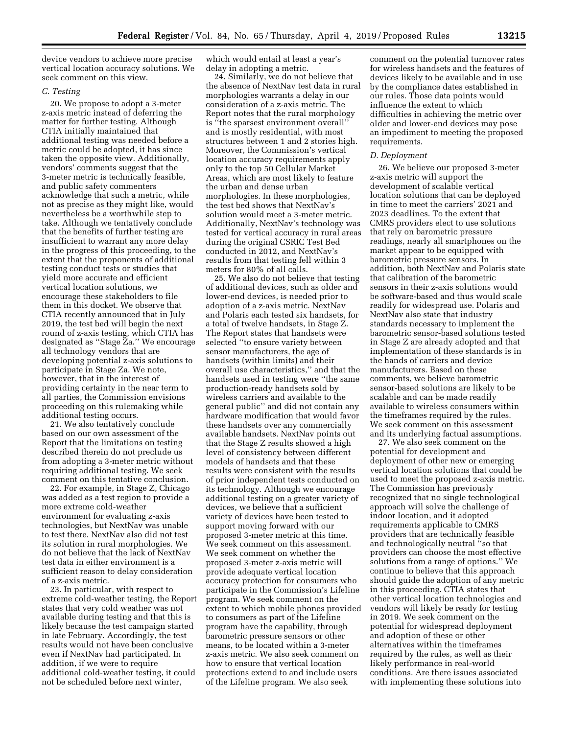device vendors to achieve more precise vertical location accuracy solutions. We seek comment on this view.

### C. Testing

20. We propose to adopt a 3-meter z-axis metric instead of deferring the matter for further testing. Although CTIA initially maintained that additional testing was needed before a metric could be adopted, it has since taken the opposite view. Additionally, vendors' comments suggest that the 3-meter metric is technically feasible, and public safety commenters acknowledge that such a metric, while not as precise as they might like, would nevertheless be a worthwhile step to take. Although we tentatively conclude that the benefits of further testing are insufficient to warrant any more delay in the progress of this proceeding, to the extent that the proponents of additional testing conduct tests or studies that yield more accurate and efficient vertical location solutions, we encourage these stakeholders to file them in this docket. We observe that CTIA recently announced that in July 2019, the test bed will begin the next round of z-axis testing, which CTIA has designated as "Stage Za." We encourage all technology vendors that are developing potential z-axis solutions to participate in Stage Za. We note, however, that in the interest of providing certainty in the near term to all parties, the Commission envisions proceeding on this rulemaking while additional testing occurs.

21. We also tentatively conclude based on our own assessment of the Report that the limitations on testing described therein do not preclude us from adopting a 3-meter metric without requiring additional testing. We seek comment on this tentative conclusion.

22. For example, in Stage Z, Chicago was added as a test region to provide a more extreme cold-weather environment for evaluating z-axis technologies, but NextNav was unable to test there. NextNav also did not test its solution in rural morphologies. We do not believe that the lack of NextNav test data in either environment is a sufficient reason to delay consideration of a z-axis metric.

23. In particular, with respect to extreme cold-weather testing, the Report states that very cold weather was not available during testing and that this is likely because the test campaign started in late February. Accordingly, the test results would not have been conclusive even if NextNav had participated. In addition, if we were to require additional cold-weather testing, it could not be scheduled before next winter, which would entail at least a year's delay in adopting a metric.

24. Similarly, we do not believe that the absence of NextNav test data in rural morphologies warrants a delay in our consideration of a z-axis metric. The Report notes that the rural morphology is "the sparsest environment overall" and is mostly residential, with most structures between 1 and 2 stories high. Moreover, the Commission's vertical location accuracy requirements apply only to the top 50 Cellular Market Areas, which are most likely to feature the urban and dense urban morphologies. In these morphologies, the test bed shows that NextNav's solution would meet a 3-meter metric. Additionally, NextNav's technology was tested for vertical accuracy in rural areas during the original CSRIC Test Bed conducted in 2012, and NextNav's results from that testing fell within 3 meters for 80% of all calls.

25. We also do not believe that testing of additional devices, such as older and lower-end devices, is needed prior to adoption of a z-axis metric. NextNav and Polaris each tested six handsets, for a total of twelve handsets, in Stage Z. The Report states that handsets were selected "to ensure variety between sensor manufacturers, the age of handsets (within limits) and their overall use characteristics," and that the handsets used in testing were "the same production-ready handsets sold by wireless carriers and available to the general public" and did not contain any hardware modification that would favor these handsets over any commercially available handsets. NextNav points out that the Stage Z results showed a high level of consistency between different models of handsets and that these results were consistent with the results of prior independent tests conducted on its technology. Although we encourage additional testing on a greater variety of devices, we believe that a sufficient variety of devices have been tested to support moving forward with our proposed 3-meter metric at this time. We seek comment on this assessment. We seek comment on whether the proposed 3-meter z-axis metric will provide adequate vertical location accuracy protection for consumers who participate in the Commission's Lifeline program. We seek comment on the extent to which mobile phones provided to consumers as part of the Lifeline program have the capability, through barometric pressure sensors or other means, to be located within a 3-meter z-axis metric. We also seek comment on how to ensure that vertical location protections extend to and include users of the Lifeline program. We also seek comment on the potential turnover rates for wireless handsets and the features of devices likely to be available and in use by the compliance dates established in our rules. Those data points would influence the extent to which difficulties in achieving the metric over older and lower-end devices may pose an impediment to meeting the proposed requirements.

### D. Deployment

26. We believe our proposed 3-meter z-axis metric will support the development of scalable vertical location solutions that can be deployed in time to meet the carriers' 2021 and 2023 deadlines. To the extent that CMRS providers elect to use solutions that rely on barometric pressure readings, nearly all smartphones on the market appear to be equipped with barometric pressure sensors. In addition, both NextNav and Polaris state that calibration of the barometric sensors in their z-axis solutions would be software-based and thus would scale readily for widespread use. Polaris and NextNav also state that industry standards necessary to implement the barometric sensor-based solutions tested in Stage Z are already adopted and that implementation of these standards is in the hands of carriers and device manufacturers. Based on these comments, we believe barometric sensor-based solutions are likely to be scalable and can be made readily available to wireless consumers within the timeframes required by the rules. We seek comment on this assessment and its underlying factual assumptions.

27. We also seek comment on the potential for development and deployment of other new or emerging vertical location solutions that could be used to meet the proposed z-axis metric. The Commission has previously recognized that no single technological approach will solve the challenge of indoor location, and it adopted requirements applicable to CMRS providers that are technically feasible and technologically neutral "so that providers can choose the most effective solutions from a range of options." We continue to believe that this approach should guide the adoption of any metric in this proceeding. CTIA states that other vertical location technologies and vendors will likely be ready for testing in 2019. We seek comment on the potential for widespread deployment and adoption of these or other alternatives within the timeframes required by the rules, as well as their likely performance in real-world conditions. Are there issues associated with implementing these solutions into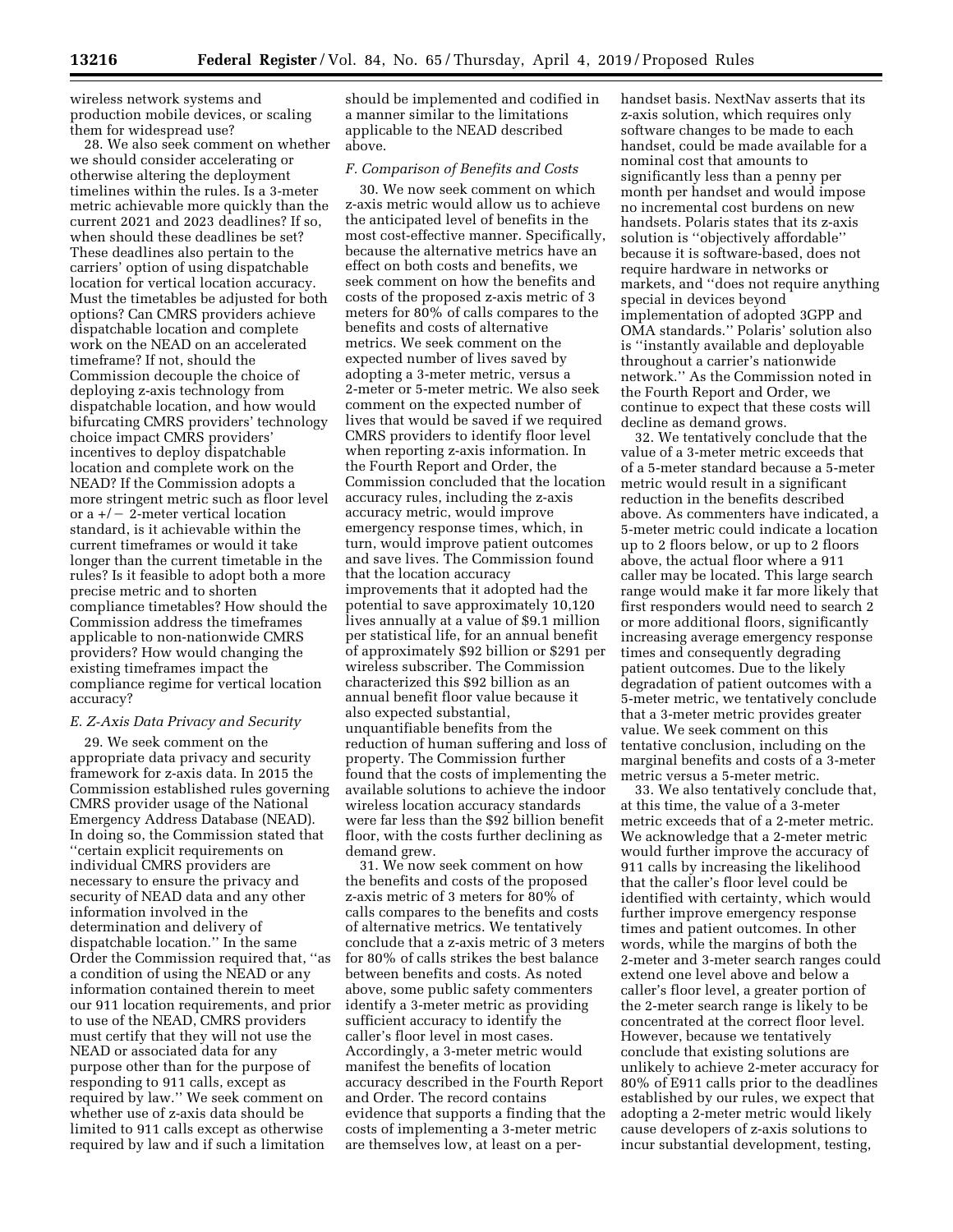wireless network systems and production mobile devices, or scaling them for widespread use?

28. We also seek comment on whether we should consider accelerating or otherwise altering the deployment timelines within the rules. Is a 3-meter metric achievable more quickly than the current 2021 and 2023 deadlines? If so, when should these deadlines be set? These deadlines also pertain to the carriers' option of using dispatchable location for vertical location accuracy. Must the timetables be adjusted for both options? Can CMRS providers achieve dispatchable location and complete work on the NEAD on an accelerated timeframe? If not, should the Commission decouple the choice of deploying z-axis technology from dispatchable location, and how would bifurcating CMRS providers' technology choice impact CMRS providers' incentives to deploy dispatchable location and complete work on the NEAD? If the Commission adopts a more stringent metric such as floor level or a +/− 2-meter vertical location standard, is it achievable within the current timeframes or would it take longer than the current timetable in the rules? Is it feasible to adopt both a more precise metric and to shorten compliance timetables? How should the Commission address the timeframes applicable to non-nationwide CMRS providers? How would changing the existing timeframes impact the compliance regime for vertical location accuracy?

### E. Z-Axis Data Privacy and Security

29. We seek comment on the appropriate data privacy and security framework for z-axis data. In 2015 the Commission established rules governing CMRS provider usage of the National Emergency Address Database (NEAD). In doing so, the Commission stated that ''certain explicit requirements on individual CMRS providers are necessary to ensure the privacy and security of NEAD data and any other information involved in the determination and delivery of dispatchable location.'' In the same Order the Commission required that, ''as a condition of using the NEAD or any information contained therein to meet our 911 location requirements, and prior to use of the NEAD, CMRS providers must certify that they will not use the NEAD or associated data for any purpose other than for the purpose of responding to 911 calls, except as required by law.'' We seek comment on whether use of z-axis data should be limited to 911 calls except as otherwise required by law and if such a limitation should be implemented and codified in a manner similar to the limitations applicable to the NEAD described above.

### F. Comparison of Benefits and Costs

30. We now seek comment on which z-axis metric would allow us to achieve the anticipated level of benefits in the most cost-effective manner. Specifically, because the alternative metrics have an effect on both costs and benefits, we seek comment on how the benefits and costs of the proposed z-axis metric of 3 meters for 80% of calls compares to the benefits and costs of alternative metrics. We seek comment on the expected number of lives saved by adopting a 3-meter metric, versus a 2-meter or 5-meter metric. We also seek comment on the expected number of lives that would be saved if we required CMRS providers to identify floor level when reporting z-axis information. In the Fourth Report and Order, the Commission concluded that the location accuracy rules, including the z-axis accuracy metric, would improve emergency response times, which, in turn, would improve patient outcomes and save lives. The Commission found that the location accuracy improvements that it adopted had the potential to save approximately 10,120 lives annually at a value of $9.1 million per statistical life, for an annual benefit of approximately $92 billion or $291 per wireless subscriber. The Commission characterized this $92 billion as an annual benefit floor value because it also expected substantial, unquantifiable benefits from the reduction of human suffering and loss of property. The Commission further found that the costs of implementing the available solutions to achieve the indoor wireless location accuracy standards were far less than the $92 billion benefit floor, with the costs further declining as demand grew.

31. We now seek comment on how the benefits and costs of the proposed z-axis metric of 3 meters for 80% of calls compares to the benefits and costs of alternative metrics. We tentatively conclude that a z-axis metric of 3 meters for 80% of calls strikes the best balance between benefits and costs. As noted above, some public safety commenters identify a 3-meter metric as providing sufficient accuracy to identify the caller's floor level in most cases. Accordingly, a 3-meter metric would manifest the benefits of location accuracy described in the Fourth Report and Order. The record contains evidence that supports a finding that the costs of implementing a 3-meter metric are themselves low, at least on a per-handset basis. NextNav asserts that its z-axis solution, which requires only software changes to be made to each handset, could be made available for a nominal cost that amounts to significantly less than a penny per month per handset and would impose no incremental cost burdens on new handsets. Polaris states that its z-axis solution is ''objectively affordable'' because it is software-based, does not require hardware in networks or markets, and ''does not require anything special in devices beyond implementation of adopted 3GPP and OMA standards.'' Polaris' solution also is ''instantly available and deployable throughout a carrier's nationwide network.'' As the Commission noted in the Fourth Report and Order, we continue to expect that these costs will decline as demand grows.

32. We tentatively conclude that the value of a 3-meter metric exceeds that of a 5-meter standard because a 5-meter metric would result in a significant reduction in the benefits described above. As commenters have indicated, a 5-meter metric could indicate a location up to 2 floors below, or up to 2 floors above, the actual floor where a 911 caller may be located. This large search range would make it far more likely that first responders would need to search 2 or more additional floors, significantly increasing average emergency response times and consequently degrading patient outcomes. Due to the likely degradation of patient outcomes with a 5-meter metric, we tentatively conclude that a 3-meter metric provides greater value. We seek comment on this tentative conclusion, including on the marginal benefits and costs of a 3-meter metric versus a 5-meter metric.

33. We also tentatively conclude that, at this time, the value of a 3-meter metric exceeds that of a 2-meter metric. We acknowledge that a 2-meter metric would further improve the accuracy of 911 calls by increasing the likelihood that the caller's floor level could be identified with certainty, which would further improve emergency response times and patient outcomes. In other words, while the margins of both the 2-meter and 3-meter search ranges could extend one level above and below a caller's floor level, a greater portion of the 2-meter search range is likely to be concentrated at the correct floor level. However, because we tentatively conclude that existing solutions are unlikely to achieve 2-meter accuracy for 80% of E911 calls prior to the deadlines established by our rules, we expect that adopting a 2-meter metric would likely cause developers of z-axis solutions to incur substantial development, testing,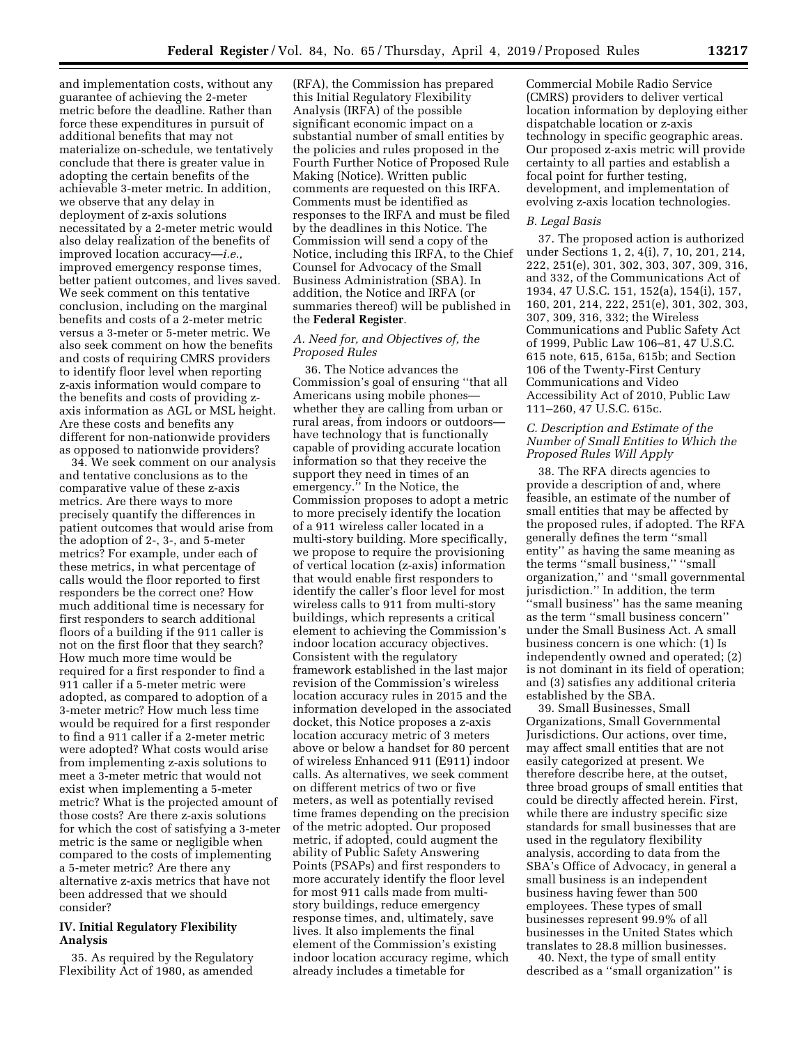and implementation costs, without any guarantee of achieving the 2-meter metric before the deadline. Rather than force these expenditures in pursuit of additional benefits that may not materialize on-schedule, we tentatively conclude that there is greater value in adopting the certain benefits of the achievable 3-meter metric. In addition, we observe that any delay in deployment of z-axis solutions necessitated by a 2-meter metric would also delay realization of the benefits of improved location accuracy—*i.e.,* improved emergency response times, better patient outcomes, and lives saved. We seek comment on this tentative conclusion, including on the marginal benefits and costs of a 2-meter metric versus a 3-meter or 5-meter metric. We also seek comment on how the benefits and costs of requiring CMRS providers to identify floor level when reporting z-axis information would compare to the benefits and costs of providing z-axis information as AGL or MSL height. Are these costs and benefits any different for non-nationwide providers as opposed to nationwide providers?

34. We seek comment on our analysis and tentative conclusions as to the comparative value of these z-axis metrics. Are there ways to more precisely quantify the differences in patient outcomes that would arise from the adoption of 2-, 3-, and 5-meter metrics? For example, under each of these metrics, in what percentage of calls would the floor reported to first responders be the correct one? How much additional time is necessary for first responders to search additional floors of a building if the 911 caller is not on the first floor that they search? How much more time would be required for a first responder to find a 911 caller if a 5-meter metric were adopted, as compared to adoption of a 3-meter metric? How much less time would be required for a first responder to find a 911 caller if a 2-meter metric were adopted? What costs would arise from implementing z-axis solutions to meet a 3-meter metric that would not exist when implementing a 5-meter metric? What is the projected amount of those costs? Are there z-axis solutions for which the cost of satisfying a 3-meter metric is the same or negligible when compared to the costs of implementing a 5-meter metric? Are there any alternative z-axis metrics that have not been addressed that we should consider?

## IV. Initial Regulatory Flexibility Analysis

35. As required by the Regulatory Flexibility Act of 1980, as amended (RFA), the Commission has prepared this Initial Regulatory Flexibility Analysis (IRFA) of the possible significant economic impact on a substantial number of small entities by the policies and rules proposed in the Fourth Further Notice of Proposed Rule Making (Notice). Written public comments are requested on this IRFA. Comments must be identified as responses to the IRFA and must be filed by the deadlines in this Notice. The Commission will send a copy of the Notice, including this IRFA, to the Chief Counsel for Advocacy of the Small Business Administration (SBA). In addition, the Notice and IRFA (or summaries thereof) will be published in the **Federal Register**.

### *A. Need for, and Objectives of, the Proposed Rules*

36. The Notice advances the Commission's goal of ensuring "that all Americans using mobile phones—whether they are calling from urban or rural areas, from indoors or outdoors—have technology that is functionally capable of providing accurate location information so that they receive the support they need in times of an emergency." In the Notice, the Commission proposes to adopt a metric to more precisely identify the location of a 911 wireless caller located in a multi-story building. More specifically, we propose to require the provisioning of vertical location (z-axis) information that would enable first responders to identify the caller's floor level for most wireless calls to 911 from multi-story buildings, which represents a critical element to achieving the Commission's indoor location accuracy objectives. Consistent with the regulatory framework established in the last major revision of the Commission's wireless location accuracy rules in 2015 and the information developed in the associated docket, this Notice proposes a z-axis location accuracy metric of 3 meters above or below a handset for 80 percent of wireless Enhanced 911 (E911) indoor calls. As alternatives, we seek comment on different metrics of two or five meters, as well as potentially revised time frames depending on the precision of the metric adopted. Our proposed metric, if adopted, could augment the ability of Public Safety Answering Points (PSAPs) and first responders to more accurately identify the floor level for most 911 calls made from multi-story buildings, reduce emergency response times, and, ultimately, save lives. It also implements the final element of the Commission's existing indoor location accuracy regime, which already includes a timetable for Commercial Mobile Radio Service (CMRS) providers to deliver vertical location information by deploying either dispatchable location or z-axis technology in specific geographic areas. Our proposed z-axis metric will provide certainty to all parties and establish a focal point for further testing, development, and implementation of evolving z-axis location technologies.

### *B. Legal Basis*

37. The proposed action is authorized under Sections 1, 2, 4(i), 7, 10, 201, 214, 222, 251(e), 301, 302, 303, 307, 309, 316, and 332, of the Communications Act of 1934, 47 U.S.C. 151, 152(a), 154(i), 157, 160, 201, 214, 222, 251(e), 301, 302, 303, 307, 309, 316, 332; the Wireless Communications and Public Safety Act of 1999, Public Law 106–81, 47 U.S.C. 615 note, 615, 615a, 615b; and Section 106 of the Twenty-First Century Communications and Video Accessibility Act of 2010, Public Law 111–260, 47 U.S.C. 615c.

### *C. Description and Estimate of the Number of Small Entities to Which the Proposed Rules Will Apply*

38. The RFA directs agencies to provide a description of and, where feasible, an estimate of the number of small entities that may be affected by the proposed rules, if adopted. The RFA generally defines the term "small entity" as having the same meaning as the terms "small business," "small organization," and "small governmental jurisdiction." In addition, the term "small business" has the same meaning as the term "small business concern" under the Small Business Act. A small business concern is one which: (1) Is independently owned and operated; (2) is not dominant in its field of operation; and (3) satisfies any additional criteria established by the SBA.

39. Small Businesses, Small Organizations, Small Governmental Jurisdictions. Our actions, over time, may affect small entities that are not easily categorized at present. We therefore describe here, at the outset, three broad groups of small entities that could be directly affected herein. First, while there are industry specific size standards for small businesses that are used in the regulatory flexibility analysis, according to data from the SBA's Office of Advocacy, in general a small business is an independent business having fewer than 500 employees. These types of small businesses represent 99.9% of all businesses in the United States which translates to 28.8 million businesses.

40. Next, the type of small entity described as a "small organization" is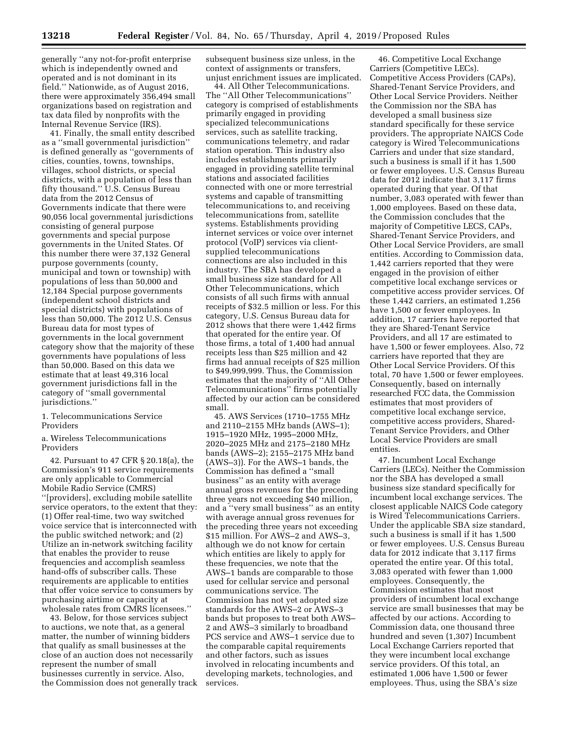generally "any not-for-profit enterprise which is independently owned and operated and is not dominant in its field." Nationwide, as of August 2016, there were approximately 356,494 small organizations based on registration and tax data filed by nonprofits with the Internal Revenue Service (IRS).

41. Finally, the small entity described as a "small governmental jurisdiction" is defined generally as "governments of cities, counties, towns, townships, villages, school districts, or special districts, with a population of less than fifty thousand." U.S. Census Bureau data from the 2012 Census of Governments indicate that there were 90,056 local governmental jurisdictions consisting of general purpose governments and special purpose governments in the United States. Of this number there were 37,132 General purpose governments (county, municipal and town or township) with populations of less than 50,000 and 12,184 Special purpose governments (independent school districts and special districts) with populations of less than 50,000. The 2012 U.S. Census Bureau data for most types of governments in the local government category show that the majority of these governments have populations of less than 50,000. Based on this data we estimate that at least 49,316 local government jurisdictions fall in the category of "small governmental jurisdictions."

1. Telecommunications Service Providers

a. Wireless Telecommunications Providers

42. Pursuant to 47 CFR § 20.18(a), the Commission's 911 service requirements are only applicable to Commercial Mobile Radio Service (CMRS) "[providers], excluding mobile satellite service operators, to the extent that they: (1) Offer real-time, two way switched voice service that is interconnected with the public switched network; and (2) Utilize an in-network switching facility that enables the provider to reuse frequencies and accomplish seamless hand-offs of subscriber calls. These requirements are applicable to entities that offer voice service to consumers by purchasing airtime or capacity at wholesale rates from CMRS licensees."

43. Below, for those services subject to auctions, we note that, as a general matter, the number of winning bidders that qualify as small businesses at the close of an auction does not necessarily represent the number of small businesses currently in service. Also, the Commission does not generally track subsequent business size unless, in the context of assignments or transfers, unjust enrichment issues are implicated.

44. All Other Telecommunications. The "All Other Telecommunications" category is comprised of establishments primarily engaged in providing specialized telecommunications services, such as satellite tracking, communications telemetry, and radar station operation. This industry also includes establishments primarily engaged in providing satellite terminal stations and associated facilities connected with one or more terrestrial systems and capable of transmitting telecommunications to, and receiving telecommunications from, satellite systems. Establishments providing internet services or voice over internet protocol (VoIP) services via client-supplied telecommunications connections are also included in this industry. The SBA has developed a small business size standard for All Other Telecommunications, which consists of all such firms with annual receipts of $32.5 million or less. For this category, U.S. Census Bureau data for 2012 shows that there were 1,442 firms that operated for the entire year. Of those firms, a total of 1,400 had annual receipts less than $25 million and 42 firms had annual receipts of $25 million to $49,999,999. Thus, the Commission estimates that the majority of "All Other Telecommunications" firms potentially affected by our action can be considered small.

45. AWS Services (1710–1755 MHz and 2110–2155 MHz bands (AWS–1); 1915–1920 MHz, 1995–2000 MHz, 2020–2025 MHz and 2175–2180 MHz bands (AWS–2); 2155–2175 MHz band (AWS–3)). For the AWS–1 bands, the Commission has defined a "small business" as an entity with average annual gross revenues for the preceding three years not exceeding $40 million, and a "very small business" as an entity with average annual gross revenues for the preceding three years not exceeding $15 million. For AWS–2 and AWS–3, although we do not know for certain which entities are likely to apply for these frequencies, we note that the AWS–1 bands are comparable to those used for cellular service and personal communications service. The Commission has not yet adopted size standards for the AWS–2 or AWS–3 bands but proposes to treat both AWS–2 and AWS–3 similarly to broadband PCS service and AWS–1 service due to the comparable capital requirements and other factors, such as issues involved in relocating incumbents and developing markets, technologies, and services.

46. Competitive Local Exchange Carriers (Competitive LECs). Competitive Access Providers (CAPs), Shared-Tenant Service Providers, and Other Local Service Providers. Neither the Commission nor the SBA has developed a small business size standard specifically for these service providers. The appropriate NAICS Code category is Wired Telecommunications Carriers and under that size standard, such a business is small if it has 1,500 or fewer employees. U.S. Census Bureau data for 2012 indicate that 3,117 firms operated during that year. Of that number, 3,083 operated with fewer than 1,000 employees. Based on these data, the Commission concludes that the majority of Competitive LECS, CAPs, Shared-Tenant Service Providers, and Other Local Service Providers, are small entities. According to Commission data, 1,442 carriers reported that they were engaged in the provision of either competitive local exchange services or competitive access provider services. Of these 1,442 carriers, an estimated 1,256 have 1,500 or fewer employees. In addition, 17 carriers have reported that they are Shared-Tenant Service Providers, and all 17 are estimated to have 1,500 or fewer employees. Also, 72 carriers have reported that they are Other Local Service Providers. Of this total, 70 have 1,500 or fewer employees. Consequently, based on internally researched FCC data, the Commission estimates that most providers of competitive local exchange service, competitive access providers, Shared-Tenant Service Providers, and Other Local Service Providers are small entities.

47. Incumbent Local Exchange Carriers (LECs). Neither the Commission nor the SBA has developed a small business size standard specifically for incumbent local exchange services. The closest applicable NAICS Code category is Wired Telecommunications Carriers. Under the applicable SBA size standard, such a business is small if it has 1,500 or fewer employees. U.S. Census Bureau data for 2012 indicate that 3,117 firms operated the entire year. Of this total, 3,083 operated with fewer than 1,000 employees. Consequently, the Commission estimates that most providers of incumbent local exchange service are small businesses that may be affected by our actions. According to Commission data, one thousand three hundred and seven (1,307) Incumbent Local Exchange Carriers reported that they were incumbent local exchange service providers. Of this total, an estimated 1,006 have 1,500 or fewer employees. Thus, using the SBA's size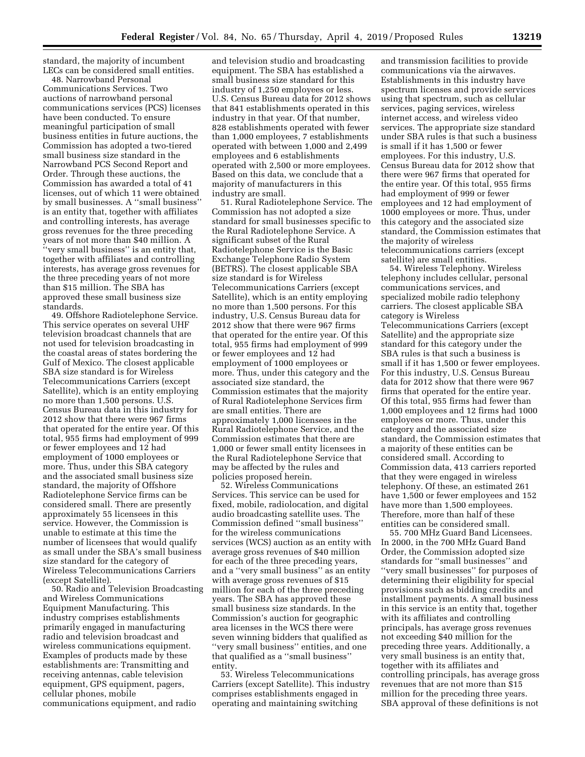standard, the majority of incumbent LECs can be considered small entities.

48. Narrowband Personal Communications Services. Two auctions of narrowband personal communications services (PCS) licenses have been conducted. To ensure meaningful participation of small business entities in future auctions, the Commission has adopted a two-tiered small business size standard in the Narrowband PCS Second Report and Order. Through these auctions, the Commission has awarded a total of 41 licenses, out of which 11 were obtained by small businesses. A ''small business'' is an entity that, together with affiliates and controlling interests, has average gross revenues for the three preceding years of not more than $40 million. A ''very small business'' is an entity that, together with affiliates and controlling interests, has average gross revenues for the three preceding years of not more than $15 million. The SBA has approved these small business size standards.

49. Offshore Radiotelephone Service. This service operates on several UHF television broadcast channels that are not used for television broadcasting in the coastal areas of states bordering the Gulf of Mexico. The closest applicable SBA size standard is for Wireless Telecommunications Carriers (except Satellite), which is an entity employing no more than 1,500 persons. U.S. Census Bureau data in this industry for 2012 show that there were 967 firms that operated for the entire year. Of this total, 955 firms had employment of 999 or fewer employees and 12 had employment of 1000 employees or more. Thus, under this SBA category and the associated small business size standard, the majority of Offshore Radiotelephone Service firms can be considered small. There are presently approximately 55 licensees in this service. However, the Commission is unable to estimate at this time the number of licensees that would qualify as small under the SBA's small business size standard for the category of Wireless Telecommunications Carriers (except Satellite).

50. Radio and Television Broadcasting and Wireless Communications Equipment Manufacturing. This industry comprises establishments primarily engaged in manufacturing radio and television broadcast and wireless communications equipment. Examples of products made by these establishments are: Transmitting and receiving antennas, cable television equipment, GPS equipment, pagers, cellular phones, mobile communications equipment, and radio and television studio and broadcasting equipment. The SBA has established a small business size standard for this industry of 1,250 employees or less. U.S. Census Bureau data for 2012 shows that 841 establishments operated in this industry in that year. Of that number, 828 establishments operated with fewer than 1,000 employees, 7 establishments operated with between 1,000 and 2,499 employees and 6 establishments operated with 2,500 or more employees. Based on this data, we conclude that a majority of manufacturers in this industry are small.

51. Rural Radiotelephone Service. The Commission has not adopted a size standard for small businesses specific to the Rural Radiotelephone Service. A significant subset of the Rural Radiotelephone Service is the Basic Exchange Telephone Radio System (BETRS). The closest applicable SBA size standard is for Wireless Telecommunications Carriers (except Satellite), which is an entity employing no more than 1,500 persons. For this industry, U.S. Census Bureau data for 2012 show that there were 967 firms that operated for the entire year. Of this total, 955 firms had employment of 999 or fewer employees and 12 had employment of 1000 employees or more. Thus, under this category and the associated size standard, the Commission estimates that the majority of Rural Radiotelephone Services firm are small entities. There are approximately 1,000 licensees in the Rural Radiotelephone Service, and the Commission estimates that there are 1,000 or fewer small entity licensees in the Rural Radiotelephone Service that may be affected by the rules and policies proposed herein.

52. Wireless Communications Services. This service can be used for fixed, mobile, radiolocation, and digital audio broadcasting satellite uses. The Commission defined ''small business'' for the wireless communications services (WCS) auction as an entity with average gross revenues of $40 million for each of the three preceding years, and a ''very small business'' as an entity with average gross revenues of $15 million for each of the three preceding years. The SBA has approved these small business size standards. In the Commission's auction for geographic area licenses in the WCS there were seven winning bidders that qualified as ''very small business'' entities, and one that qualified as a ''small business'' entity.

53. Wireless Telecommunications Carriers (except Satellite). This industry comprises establishments engaged in operating and maintaining switching and transmission facilities to provide communications via the airwaves. Establishments in this industry have spectrum licenses and provide services using that spectrum, such as cellular services, paging services, wireless internet access, and wireless video services. The appropriate size standard under SBA rules is that such a business is small if it has 1,500 or fewer employees. For this industry, U.S. Census Bureau data for 2012 show that there were 967 firms that operated for the entire year. Of this total, 955 firms had employment of 999 or fewer employees and 12 had employment of 1000 employees or more. Thus, under this category and the associated size standard, the Commission estimates that the majority of wireless telecommunications carriers (except satellite) are small entities.

54. Wireless Telephony. Wireless telephony includes cellular, personal communications services, and specialized mobile radio telephony carriers. The closest applicable SBA category is Wireless Telecommunications Carriers (except Satellite) and the appropriate size standard for this category under the SBA rules is that such a business is small if it has 1,500 or fewer employees. For this industry, U.S. Census Bureau data for 2012 show that there were 967 firms that operated for the entire year. Of this total, 955 firms had fewer than 1,000 employees and 12 firms had 1000 employees or more. Thus, under this category and the associated size standard, the Commission estimates that a majority of these entities can be considered small. According to Commission data, 413 carriers reported that they were engaged in wireless telephony. Of these, an estimated 261 have 1,500 or fewer employees and 152 have more than 1,500 employees. Therefore, more than half of these entities can be considered small.

55. 700 MHz Guard Band Licensees. In 2000, in the 700 MHz Guard Band Order, the Commission adopted size standards for ''small businesses'' and ''very small businesses'' for purposes of determining their eligibility for special provisions such as bidding credits and installment payments. A small business in this service is an entity that, together with its affiliates and controlling principals, has average gross revenues not exceeding $40 million for the preceding three years. Additionally, a very small business is an entity that, together with its affiliates and controlling principals, has average gross revenues that are not more than $15 million for the preceding three years. SBA approval of these definitions is not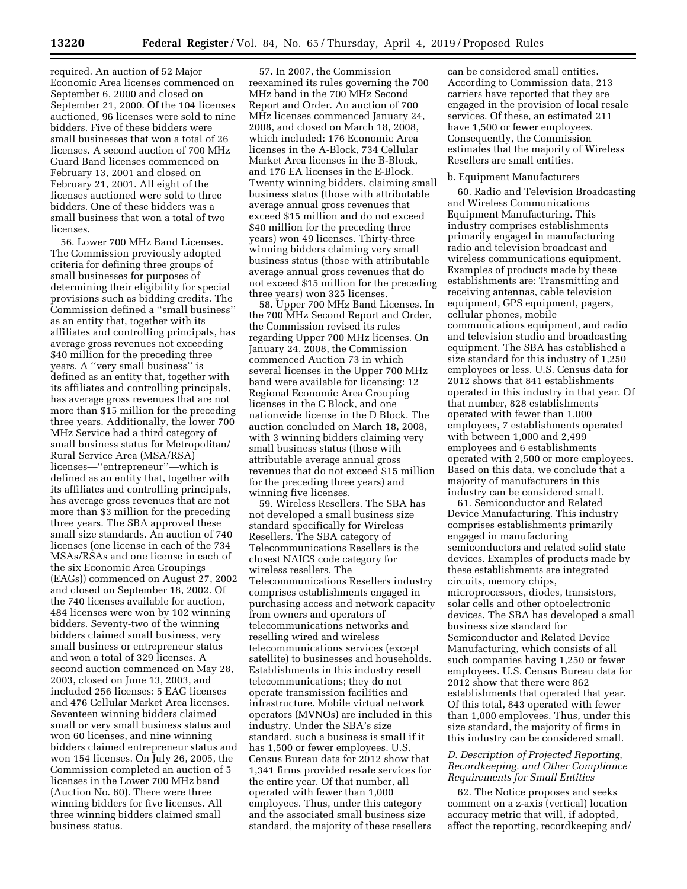required. An auction of 52 Major Economic Area licenses commenced on September 6, 2000 and closed on September 21, 2000. Of the 104 licenses auctioned, 96 licenses were sold to nine bidders. Five of these bidders were small businesses that won a total of 26 licenses. A second auction of 700 MHz Guard Band licenses commenced on February 13, 2001 and closed on February 21, 2001. All eight of the licenses auctioned were sold to three bidders. One of these bidders was a small business that won a total of two licenses.

56. Lower 700 MHz Band Licenses. The Commission previously adopted criteria for defining three groups of small businesses for purposes of determining their eligibility for special provisions such as bidding credits. The Commission defined a ''small business'' as an entity that, together with its affiliates and controlling principals, has average gross revenues not exceeding $40 million for the preceding three years. A ''very small business'' is defined as an entity that, together with its affiliates and controlling principals, has average gross revenues that are not more than $15 million for the preceding three years. Additionally, the lower 700 MHz Service had a third category of small business status for Metropolitan/Rural Service Area (MSA/RSA) licenses—''entrepreneur''—which is defined as an entity that, together with its affiliates and controlling principals, has average gross revenues that are not more than $3 million for the preceding three years. The SBA approved these small size standards. An auction of 740 licenses (one license in each of the 734 MSAs/RSAs and one license in each of the six Economic Area Groupings (EAGs)) commenced on August 27, 2002 and closed on September 18, 2002. Of the 740 licenses available for auction, 484 licenses were won by 102 winning bidders. Seventy-two of the winning bidders claimed small business, very small business or entrepreneur status and won a total of 329 licenses. A second auction commenced on May 28, 2003, closed on June 13, 2003, and included 256 licenses: 5 EAG licenses and 476 Cellular Market Area licenses. Seventeen winning bidders claimed small or very small business status and won 60 licenses, and nine winning bidders claimed entrepreneur status and won 154 licenses. On July 26, 2005, the Commission completed an auction of 5 licenses in the Lower 700 MHz band (Auction No. 60). There were three winning bidders for five licenses. All three winning bidders claimed small business status.

57. In 2007, the Commission reexamined its rules governing the 700 MHz band in the 700 MHz Second Report and Order. An auction of 700 MHz licenses commenced January 24, 2008, and closed on March 18, 2008, which included: 176 Economic Area licenses in the A-Block, 734 Cellular Market Area licenses in the B-Block, and 176 EA licenses in the E-Block. Twenty winning bidders, claiming small business status (those with attributable average annual gross revenues that exceed $15 million and do not exceed $40 million for the preceding three years) won 49 licenses. Thirty-three winning bidders claiming very small business status (those with attributable average annual gross revenues that do not exceed $15 million for the preceding three years) won 325 licenses.

58. Upper 700 MHz Band Licenses. In the 700 MHz Second Report and Order, the Commission revised its rules regarding Upper 700 MHz licenses. On January 24, 2008, the Commission commenced Auction 73 in which several licenses in the Upper 700 MHz band were available for licensing: 12 Regional Economic Area Grouping licenses in the C Block, and one nationwide license in the D Block. The auction concluded on March 18, 2008, with 3 winning bidders claiming very small business status (those with attributable average annual gross revenues that do not exceed $15 million for the preceding three years) and winning five licenses.

59. Wireless Resellers. The SBA has not developed a small business size standard specifically for Wireless Resellers. The SBA category of Telecommunications Resellers is the closest NAICS code category for wireless resellers. The Telecommunications Resellers industry comprises establishments engaged in purchasing access and network capacity from owners and operators of telecommunications networks and reselling wired and wireless telecommunications services (except satellite) to businesses and households. Establishments in this industry resell telecommunications; they do not operate transmission facilities and infrastructure. Mobile virtual network operators (MVNOs) are included in this industry. Under the SBA's size standard, such a business is small if it has 1,500 or fewer employees. U.S. Census Bureau data for 2012 show that 1,341 firms provided resale services for the entire year. Of that number, all operated with fewer than 1,000 employees. Thus, under this category and the associated small business size standard, the majority of these resellers can be considered small entities. According to Commission data, 213 carriers have reported that they are engaged in the provision of local resale services. Of these, an estimated 211 have 1,500 or fewer employees. Consequently, the Commission estimates that the majority of Wireless Resellers are small entities.

b. Equipment Manufacturers

60. Radio and Television Broadcasting and Wireless Communications Equipment Manufacturing. This industry comprises establishments primarily engaged in manufacturing radio and television broadcast and wireless communications equipment. Examples of products made by these establishments are: Transmitting and receiving antennas, cable television equipment, GPS equipment, pagers, cellular phones, mobile communications equipment, and radio and television studio and broadcasting equipment. The SBA has established a size standard for this industry of 1,250 employees or less. U.S. Census data for 2012 shows that 841 establishments operated in this industry in that year. Of that number, 828 establishments operated with fewer than 1,000 employees, 7 establishments operated with between 1,000 and 2,499 employees and 6 establishments operated with 2,500 or more employees. Based on this data, we conclude that a majority of manufacturers in this industry can be considered small.

61. Semiconductor and Related Device Manufacturing. This industry comprises establishments primarily engaged in manufacturing semiconductors and related solid state devices. Examples of products made by these establishments are integrated circuits, memory chips, microprocessors, diodes, transistors, solar cells and other optoelectronic devices. The SBA has developed a small business size standard for Semiconductor and Related Device Manufacturing, which consists of all such companies having 1,250 or fewer employees. U.S. Census Bureau data for 2012 show that there were 862 establishments that operated that year. Of this total, 843 operated with fewer than 1,000 employees. Thus, under this size standard, the majority of firms in this industry can be considered small.

*D. Description of Projected Reporting, Recordkeeping, and Other Compliance Requirements for Small Entities*

62. The Notice proposes and seeks comment on a z-axis (vertical) location accuracy metric that will, if adopted, affect the reporting, recordkeeping and/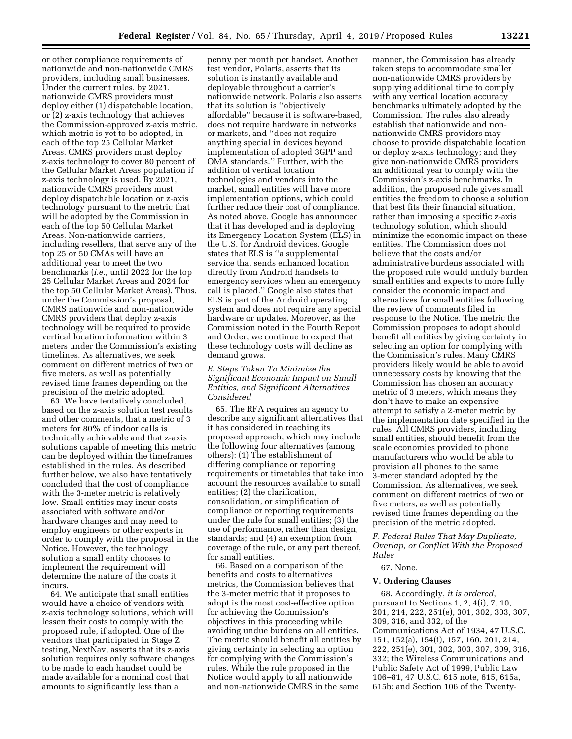or other compliance requirements of nationwide and non-nationwide CMRS providers, including small businesses. Under the current rules, by 2021, nationwide CMRS providers must deploy either (1) dispatchable location, or (2) z-axis technology that achieves the Commission-approved z-axis metric, which metric is yet to be adopted, in each of the top 25 Cellular Market Areas. CMRS providers must deploy z-axis technology to cover 80 percent of the Cellular Market Areas population if z-axis technology is used. By 2021, nationwide CMRS providers must deploy dispatchable location or z-axis technology pursuant to the metric that will be adopted by the Commission in each of the top 50 Cellular Market Areas. Non-nationwide carriers, including resellers, that serve any of the top 25 or 50 CMAs will have an additional year to meet the two benchmarks (*i.e.,* until 2022 for the top 25 Cellular Market Areas and 2024 for the top 50 Cellular Market Areas). Thus, under the Commission's proposal, CMRS nationwide and non-nationwide CMRS providers that deploy z-axis technology will be required to provide vertical location information within 3 meters under the Commission's existing timelines. As alternatives, we seek comment on different metrics of two or five meters, as well as potentially revised time frames depending on the precision of the metric adopted.

63. We have tentatively concluded, based on the z-axis solution test results and other comments, that a metric of 3 meters for 80% of indoor calls is technically achievable and that z-axis solutions capable of meeting this metric can be deployed within the timeframes established in the rules. As described further below, we also have tentatively concluded that the cost of compliance with the 3-meter metric is relatively low. Small entities may incur costs associated with software and/or hardware changes and may need to employ engineers or other experts in order to comply with the proposal in the Notice. However, the technology solution a small entity chooses to implement the requirement will determine the nature of the costs it incurs.

64. We anticipate that small entities would have a choice of vendors with z-axis technology solutions, which will lessen their costs to comply with the proposed rule, if adopted. One of the vendors that participated in Stage Z testing, NextNav, asserts that its z-axis solution requires only software changes to be made to each handset could be made available for a nominal cost that amounts to significantly less than a penny per month per handset. Another test vendor, Polaris, asserts that its solution is instantly available and deployable throughout a carrier's nationwide network. Polaris also asserts that its solution is ''objectively affordable'' because it is software-based, does not require hardware in networks or markets, and ''does not require anything special in devices beyond implementation of adopted 3GPP and OMA standards.'' Further, with the addition of vertical location technologies and vendors into the market, small entities will have more implementation options, which could further reduce their cost of compliance. As noted above, Google has announced that it has developed and is deploying its Emergency Location System (ELS) in the U.S. for Android devices. Google states that ELS is ''a supplemental service that sends enhanced location directly from Android handsets to emergency services when an emergency call is placed.'' Google also states that ELS is part of the Android operating system and does not require any special hardware or updates. Moreover, as the Commission noted in the Fourth Report and Order, we continue to expect that these technology costs will decline as demand grows.

### *E. Steps Taken To Minimize the Significant Economic Impact on Small Entities, and Significant Alternatives Considered*

65. The RFA requires an agency to describe any significant alternatives that it has considered in reaching its proposed approach, which may include the following four alternatives (among others): (1) The establishment of differing compliance or reporting requirements or timetables that take into account the resources available to small entities; (2) the clarification, consolidation, or simplification of compliance or reporting requirements under the rule for small entities; (3) the use of performance, rather than design, standards; and (4) an exemption from coverage of the rule, or any part thereof, for small entities.

66. Based on a comparison of the benefits and costs to alternatives metrics, the Commission believes that the 3-meter metric that it proposes to adopt is the most cost-effective option for achieving the Commission's objectives in this proceeding while avoiding undue burdens on all entities. The metric should benefit all entities by giving certainty in selecting an option for complying with the Commission's rules. While the rule proposed in the Notice would apply to all nationwide and non-nationwide CMRS in the same manner, the Commission has already taken steps to accommodate smaller non-nationwide CMRS providers by supplying additional time to comply with any vertical location accuracy benchmarks ultimately adopted by the Commission. The rules also already establish that nationwide and non-nationwide CMRS providers may choose to provide dispatchable location or deploy z-axis technology; and they give non-nationwide CMRS providers an additional year to comply with the Commission's z-axis benchmarks. In addition, the proposed rule gives small entities the freedom to choose a solution that best fits their financial situation, rather than imposing a specific z-axis technology solution, which should minimize the economic impact on these entities. The Commission does not believe that the costs and/or administrative burdens associated with the proposed rule would unduly burden small entities and expects to more fully consider the economic impact and alternatives for small entities following the review of comments filed in response to the Notice. The metric the Commission proposes to adopt should benefit all entities by giving certainty in selecting an option for complying with the Commission's rules. Many CMRS providers likely would be able to avoid unnecessary costs by knowing that the Commission has chosen an accuracy metric of 3 meters, which means they don't have to make an expensive attempt to satisfy a 2-meter metric by the implementation date specified in the rules. All CMRS providers, including small entities, should benefit from the scale economies provided to phone manufacturers who would be able to provision all phones to the same 3-meter standard adopted by the Commission. As alternatives, we seek comment on different metrics of two or five meters, as well as potentially revised time frames depending on the precision of the metric adopted.

### *F. Federal Rules That May Duplicate, Overlap, or Conflict With the Proposed Rules*

67. None.

## V. Ordering Clauses

68. Accordingly, *it is ordered*, pursuant to Sections 1, 2, 4(i), 7, 10, 201, 214, 222, 251(e), 301, 302, 303, 307, 309, 316, and 332, of the Communications Act of 1934, 47 U.S.C. 151, 152(a), 154(i), 157, 160, 201, 214, 222, 251(e), 301, 302, 303, 307, 309, 316, 332; the Wireless Communications and Public Safety Act of 1999, Public Law 106–81, 47 U.S.C. 615 note, 615, 615a, 615b; and Section 106 of the Twenty-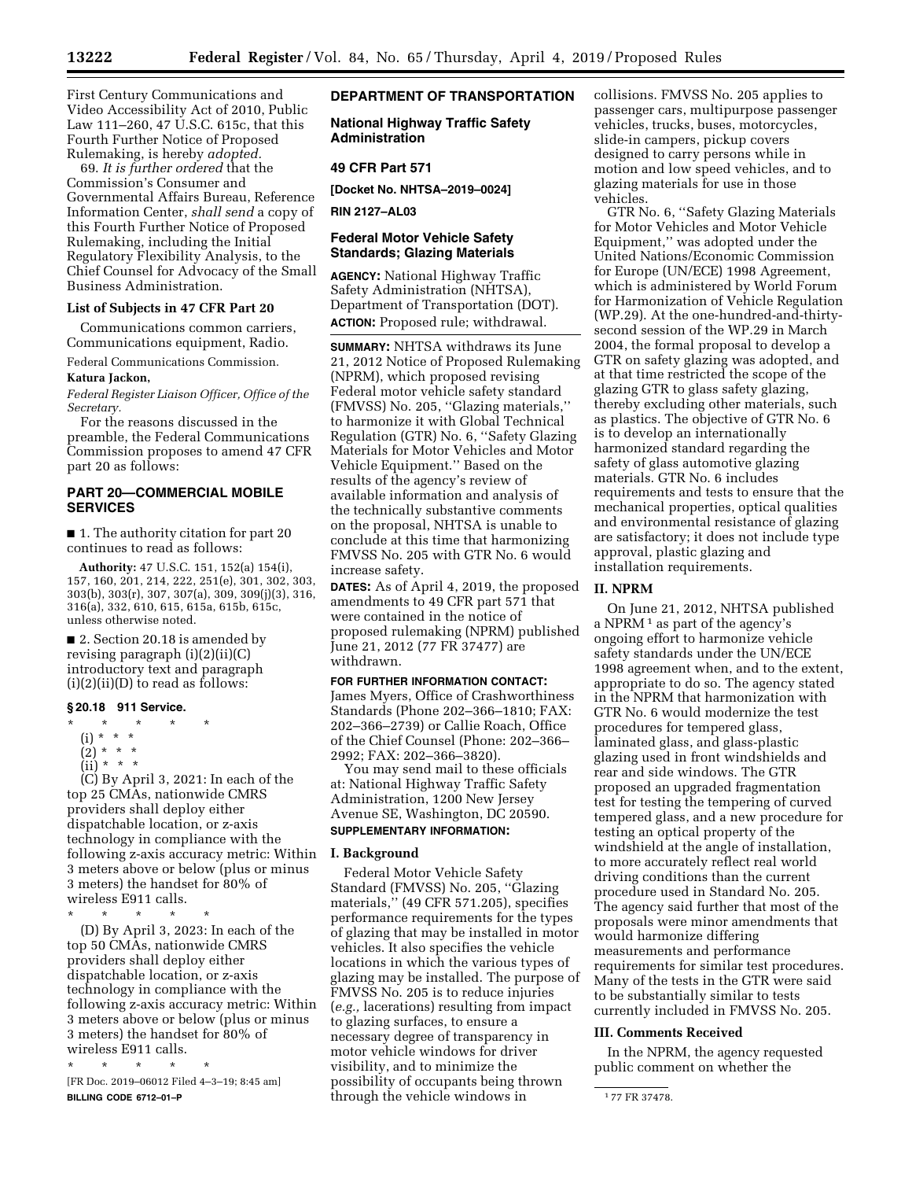First Century Communications and Video Accessibility Act of 2010, Public Law 111–260, 47 U.S.C. 615c, that this Fourth Further Notice of Proposed Rulemaking, is hereby *adopted.*

69. *It is further ordered* that the Commission's Consumer and Governmental Affairs Bureau, Reference Information Center, *shall send* a copy of this Fourth Further Notice of Proposed Rulemaking, including the Initial Regulatory Flexibility Analysis, to the Chief Counsel for Advocacy of the Small Business Administration.

**List of Subjects in 47 CFR Part 20**

Communications common carriers, Communications equipment, Radio.

Federal Communications Commission.

**Katura Jackon,**

*Federal Register Liaison Officer, Office of the Secretary.*

For the reasons discussed in the preamble, the Federal Communications Commission proposes to amend 47 CFR part 20 as follows:

## PART 20—COMMERCIAL MOBILE SERVICES

■ 1. The authority citation for part 20 continues to read as follows:

**Authority:** 47 U.S.C. 151, 152(a) 154(i), 157, 160, 201, 214, 222, 251(e), 301, 302, 303, 303(b), 303(r), 307, 307(a), 309, 309(j)(3), 316, 316(a), 332, 610, 615, 615a, 615b, 615c, unless otherwise noted.

■ 2. Section 20.18 is amended by revising paragraph (i)(2)(ii)(C) introductory text and paragraph (i)(2)(ii)(D) to read as follows:

### § 20.18 911 Service.

\* \* \* \* \*

(i) \* \* \*

(2) \* \* \*

(ii) \* \* \*

(C) By April 3, 2021: In each of the top 25 CMAs, nationwide CMRS providers shall deploy either dispatchable location, or z-axis technology in compliance with the following z-axis accuracy metric: Within 3 meters above or below (plus or minus 3 meters) the handset for 80% of wireless E911 calls.

\* \* \* \* \*

(D) By April 3, 2023: In each of the top 50 CMAs, nationwide CMRS providers shall deploy either dispatchable location, or z-axis technology in compliance with the following z-axis accuracy metric: Within 3 meters above or below (plus or minus 3 meters) the handset for 80% of wireless E911 calls.

\* \* \* \* \*

[FR Doc. 2019–06012 Filed 4–3–19; 8:45 am]

**BILLING CODE 6712–01–P**

## DEPARTMENT OF TRANSPORTATION

### National Highway Traffic Safety Administration

### 49 CFR Part 571

**[Docket No. NHTSA–2019–0024]**

**RIN 2127–AL03**

### Federal Motor Vehicle Safety Standards; Glazing Materials

**AGENCY:** National Highway Traffic Safety Administration (NHTSA), Department of Transportation (DOT).

**ACTION:** Proposed rule; withdrawal.

**SUMMARY:** NHTSA withdraws its June 21, 2012 Notice of Proposed Rulemaking (NPRM), which proposed revising Federal motor vehicle safety standard (FMVSS) No. 205, "Glazing materials," to harmonize it with Global Technical Regulation (GTR) No. 6, "Safety Glazing Materials for Motor Vehicles and Motor Vehicle Equipment." Based on the results of the agency's review of available information and analysis of the technically substantive comments on the proposal, NHTSA is unable to conclude at this time that harmonizing FMVSS No. 205 with GTR No. 6 would increase safety.

**DATES:** As of April 4, 2019, the proposed amendments to 49 CFR part 571 that were contained in the notice of proposed rulemaking (NPRM) published June 21, 2012 (77 FR 37477) are withdrawn.

**FOR FURTHER INFORMATION CONTACT:** James Myers, Office of Crashworthiness Standards (Phone 202–366–1810; FAX: 202–366–2739) or Callie Roach, Office of the Chief Counsel (Phone: 202–366–2992; FAX: 202–366–3820).

You may send mail to these officials at: National Highway Traffic Safety Administration, 1200 New Jersey Avenue SE, Washington, DC 20590.

**SUPPLEMENTARY INFORMATION:**

### I. Background

Federal Motor Vehicle Safety Standard (FMVSS) No. 205, "Glazing materials," (49 CFR 571.205), specifies performance requirements for the types of glazing that may be installed in motor vehicles. It also specifies the vehicle locations in which the various types of glazing may be installed. The purpose of FMVSS No. 205 is to reduce injuries (*e.g.,* lacerations) resulting from impact to glazing surfaces, to ensure a necessary degree of transparency in motor vehicle windows for driver visibility, and to minimize the possibility of occupants being thrown through the vehicle windows in collisions. FMVSS No. 205 applies to passenger cars, multipurpose passenger vehicles, trucks, buses, motorcycles, slide-in campers, pickup covers designed to carry persons while in motion and low speed vehicles, and to glazing materials for use in those vehicles.

GTR No. 6, "Safety Glazing Materials for Motor Vehicles and Motor Vehicle Equipment," was adopted under the United Nations/Economic Commission for Europe (UN/ECE) 1998 Agreement, which is administered by World Forum for Harmonization of Vehicle Regulation (WP.29). At the one-hundred-and-thirty-second session of the WP.29 in March 2004, the formal proposal to develop a GTR on safety glazing was adopted, and at that time restricted the scope of the glazing GTR to glass safety glazing, thereby excluding other materials, such as plastics. The objective of GTR No. 6 is to develop an internationally harmonized standard regarding the safety of glass automotive glazing materials. GTR No. 6 includes requirements and tests to ensure that the mechanical properties, optical qualities and environmental resistance of glazing are satisfactory; it does not include type approval, plastic glazing and installation requirements.

### II. NPRM

On June 21, 2012, NHTSA published a NPRM [1] as part of the agency's ongoing effort to harmonize vehicle safety standards under the UN/ECE 1998 agreement when, and to the extent, appropriate to do so. The agency stated in the NPRM that harmonization with GTR No. 6 would modernize the test procedures for tempered glass, laminated glass, and glass-plastic glazing used in front windshields and rear and side windows. The GTR proposed an upgraded fragmentation test for testing the tempering of curved tempered glass, and a new procedure for testing an optical property of the windshield at the angle of installation, to more accurately reflect real world driving conditions than the current procedure used in Standard No. 205. The agency said further that most of the proposals were minor amendments that would harmonize differing measurements and performance requirements for similar test procedures. Many of the tests in the GTR were said to be substantially similar to tests currently included in FMVSS No. 205.

### III. Comments Received

In the NPRM, the agency requested public comment on whether the

[1] 77 FR 37478.